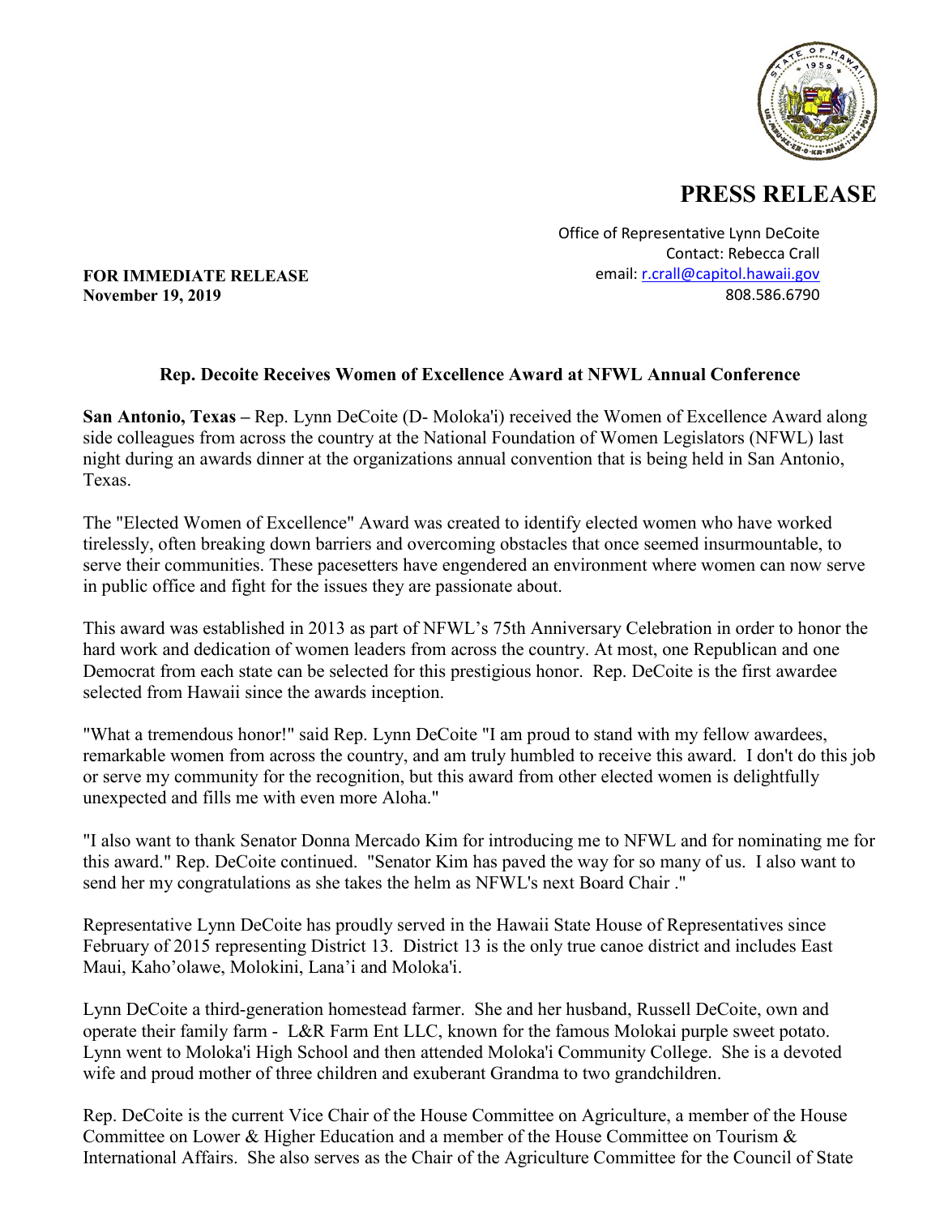# PRESS RELEASE

Office of Representative Lynn DeCoite
Contact: Rebecca Crall
email: r.crall@capitol.hawaii.gov
808.586.6790

**FOR IMMEDIATE RELEASE**
**November 19, 2019**

## Rep. Decoite Receives Women of Excellence Award at NFWL Annual Conference

**San Antonio, Texas –** Rep. Lynn DeCoite (D- Moloka'i) received the Women of Excellence Award along side colleagues from across the country at the National Foundation of Women Legislators (NFWL) last night during an awards dinner at the organizations annual convention that is being held in San Antonio, Texas.

The "Elected Women of Excellence" Award was created to identify elected women who have worked tirelessly, often breaking down barriers and overcoming obstacles that once seemed insurmountable, to serve their communities. These pacesetters have engendered an environment where women can now serve in public office and fight for the issues they are passionate about.

This award was established in 2013 as part of NFWL's 75th Anniversary Celebration in order to honor the hard work and dedication of women leaders from across the country. At most, one Republican and one Democrat from each state can be selected for this prestigious honor. Rep. DeCoite is the first awardee selected from Hawaii since the awards inception.

"What a tremendous honor!" said Rep. Lynn DeCoite "I am proud to stand with my fellow awardees, remarkable women from across the country, and am truly humbled to receive this award. I don't do this job or serve my community for the recognition, but this award from other elected women is delightfully unexpected and fills me with even more Aloha."

"I also want to thank Senator Donna Mercado Kim for introducing me to NFWL and for nominating me for this award." Rep. DeCoite continued. "Senator Kim has paved the way for so many of us. I also want to send her my congratulations as she takes the helm as NFWL's next Board Chair ."

Representative Lynn DeCoite has proudly served in the Hawaii State House of Representatives since February of 2015 representing District 13. District 13 is the only true canoe district and includes East Maui, Kaho'olawe, Molokini, Lana'i and Moloka'i.

Lynn DeCoite a third-generation homestead farmer. She and her husband, Russell DeCoite, own and operate their family farm - L&R Farm Ent LLC, known for the famous Molokai purple sweet potato. Lynn went to Moloka'i High School and then attended Moloka'i Community College. She is a devoted wife and proud mother of three children and exuberant Grandma to two grandchildren.

Rep. DeCoite is the current Vice Chair of the House Committee on Agriculture, a member of the House Committee on Lower & Higher Education and a member of the House Committee on Tourism & International Affairs. She also serves as the Chair of the Agriculture Committee for the Council of State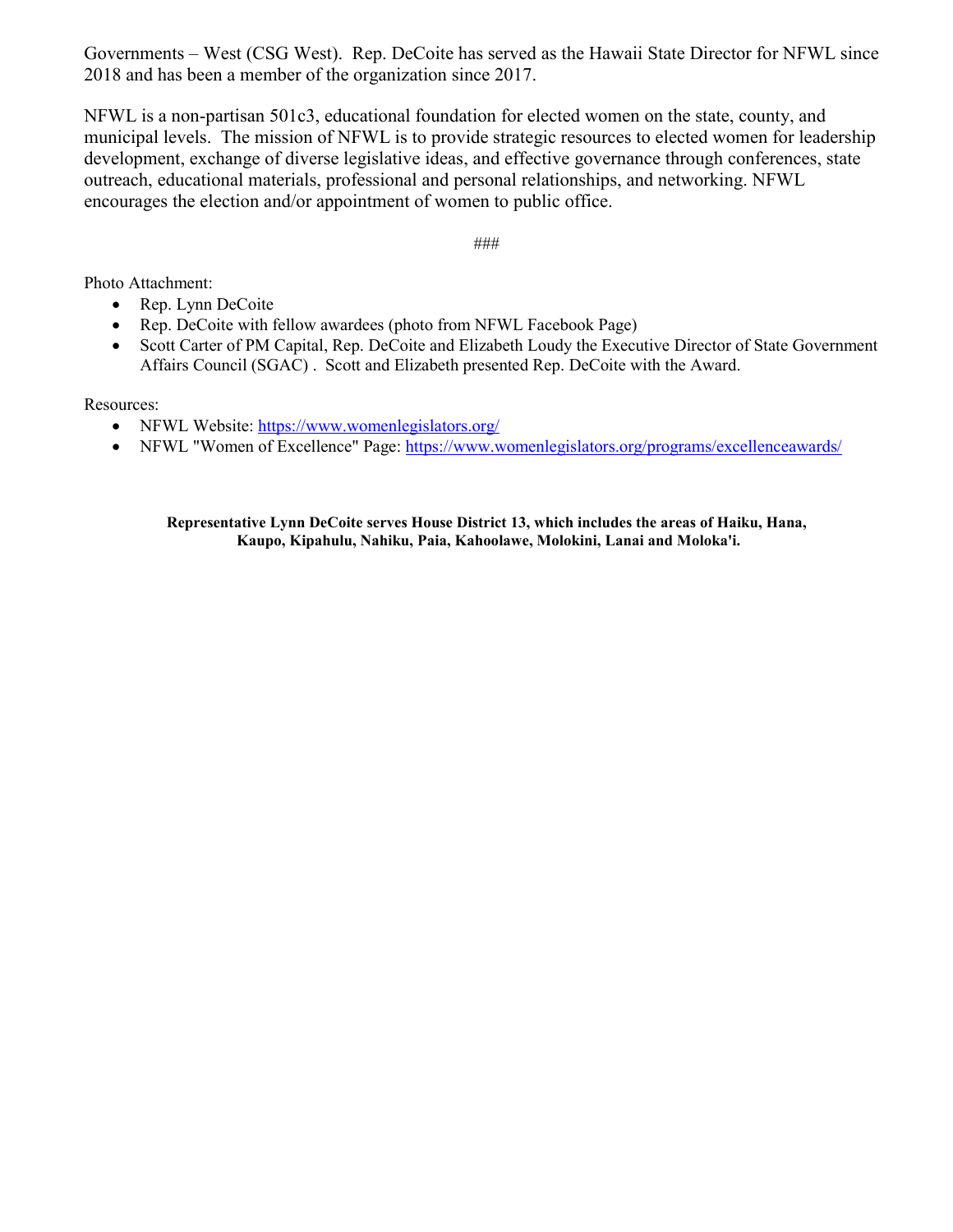Governments – West (CSG West). Rep. DeCoite has served as the Hawaii State Director for NFWL since 2018 and has been a member of the organization since 2017.

NFWL is a non-partisan 501c3, educational foundation for elected women on the state, county, and municipal levels. The mission of NFWL is to provide strategic resources to elected women for leadership development, exchange of diverse legislative ideas, and effective governance through conferences, state outreach, educational materials, professional and personal relationships, and networking. NFWL encourages the election and/or appointment of women to public office.

###

Photo Attachment:

- Rep. Lynn DeCoite
- Rep. DeCoite with fellow awardees (photo from NFWL Facebook Page)
- Scott Carter of PM Capital, Rep. DeCoite and Elizabeth Loudy the Executive Director of State Government Affairs Council (SGAC) . Scott and Elizabeth presented Rep. DeCoite with the Award.

Resources:

- NFWL Website: https://www.womenlegislators.org/
- NFWL "Women of Excellence" Page: https://www.womenlegislators.org/programs/excellenceawards/

**Representative Lynn DeCoite serves House District 13, which includes the areas of Haiku, Hana, Kaupo, Kipahulu, Nahiku, Paia, Kahoolawe, Molokini, Lanai and Moloka'i.**